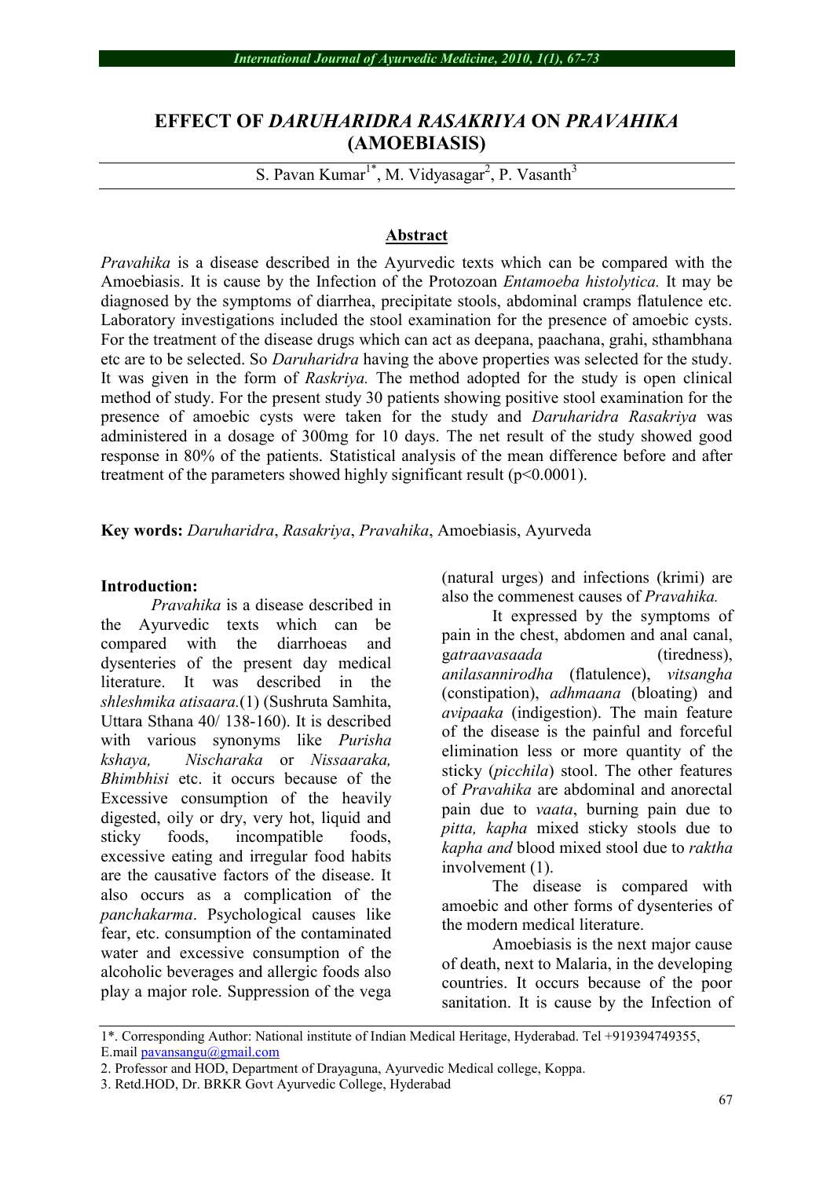# EFFECT OF *DARUHARIDRA RASAKRIYA* ON *PRAVAHIKA* (AMOEBIASIS)

S. Pavan Kumar[1*], M. Vidyasagar[2], P. Vasanth[3]

## Abstract

*Pravahika* is a disease described in the Ayurvedic texts which can be compared with the Amoebiasis. It is cause by the Infection of the Protozoan *Entamoeba histolytica.* It may be diagnosed by the symptoms of diarrhea, precipitate stools, abdominal cramps flatulence etc. Laboratory investigations included the stool examination for the presence of amoebic cysts. For the treatment of the disease drugs which can act as deepana, paachana, grahi, sthambhana etc are to be selected. So *Daruharidra* having the above properties was selected for the study. It was given in the form of *Raskriya.* The method adopted for the study is open clinical method of study. For the present study 30 patients showing positive stool examination for the presence of amoebic cysts were taken for the study and *Daruharidra Rasakriya* was administered in a dosage of 300mg for 10 days. The net result of the study showed good response in 80% of the patients. Statistical analysis of the mean difference before and after treatment of the parameters showed highly significant result ($p<0.0001$).

**Key words:** *Daruharidra*, *Rasakriya*, *Pravahika*, Amoebiasis, Ayurveda

**Introduction:**

*Pravahika* is a disease described in the Ayurvedic texts which can be compared with the diarrhoeas and dysenteries of the present day medical literature. It was described in the *shleshmika atisaara.*(1) (Sushruta Samhita, Uttara Sthana 40/ 138-160). It is described with various synonyms like *Purisha kshaya, Nischaraka* or *Nissaaraka, Bhimbhisi* etc. it occurs because of the Excessive consumption of the heavily digested, oily or dry, very hot, liquid and sticky foods, incompatible foods, excessive eating and irregular food habits are the causative factors of the disease. It also occurs as a complication of the *panchakarma*. Psychological causes like fear, etc. consumption of the contaminated water and excessive consumption of the alcoholic beverages and allergic foods also play a major role. Suppression of the vega (natural urges) and infections (krimi) are also the commenest causes of *Pravahika.*

It expressed by the symptoms of pain in the chest, abdomen and anal canal, g*atraavasaada* (tiredness), *anilasannirodha* (flatulence), *vitsangha* (constipation), *adhmaana* (bloating) and *avipaaka* (indigestion). The main feature of the disease is the painful and forceful elimination less or more quantity of the sticky (*picchila*) stool. The other features of *Pravahika* are abdominal and anorectal pain due to *vaata*, burning pain due to *pitta, kapha* mixed sticky stools due to *kapha and* blood mixed stool due to *raktha* involvement (1).

The disease is compared with amoebic and other forms of dysenteries of the modern medical literature.

Amoebiasis is the next major cause of death, next to Malaria, in the developing countries. It occurs because of the poor sanitation. It is cause by the Infection of

---

1*. Corresponding Author: National institute of Indian Medical Heritage, Hyderabad. Tel +919394749355, E.mail pavansangu@gmail.com

2. Professor and HOD, Department of Drayaguna, Ayurvedic Medical college, Koppa.

3. Retd.HOD, Dr. BRKR Govt Ayurvedic College, Hyderabad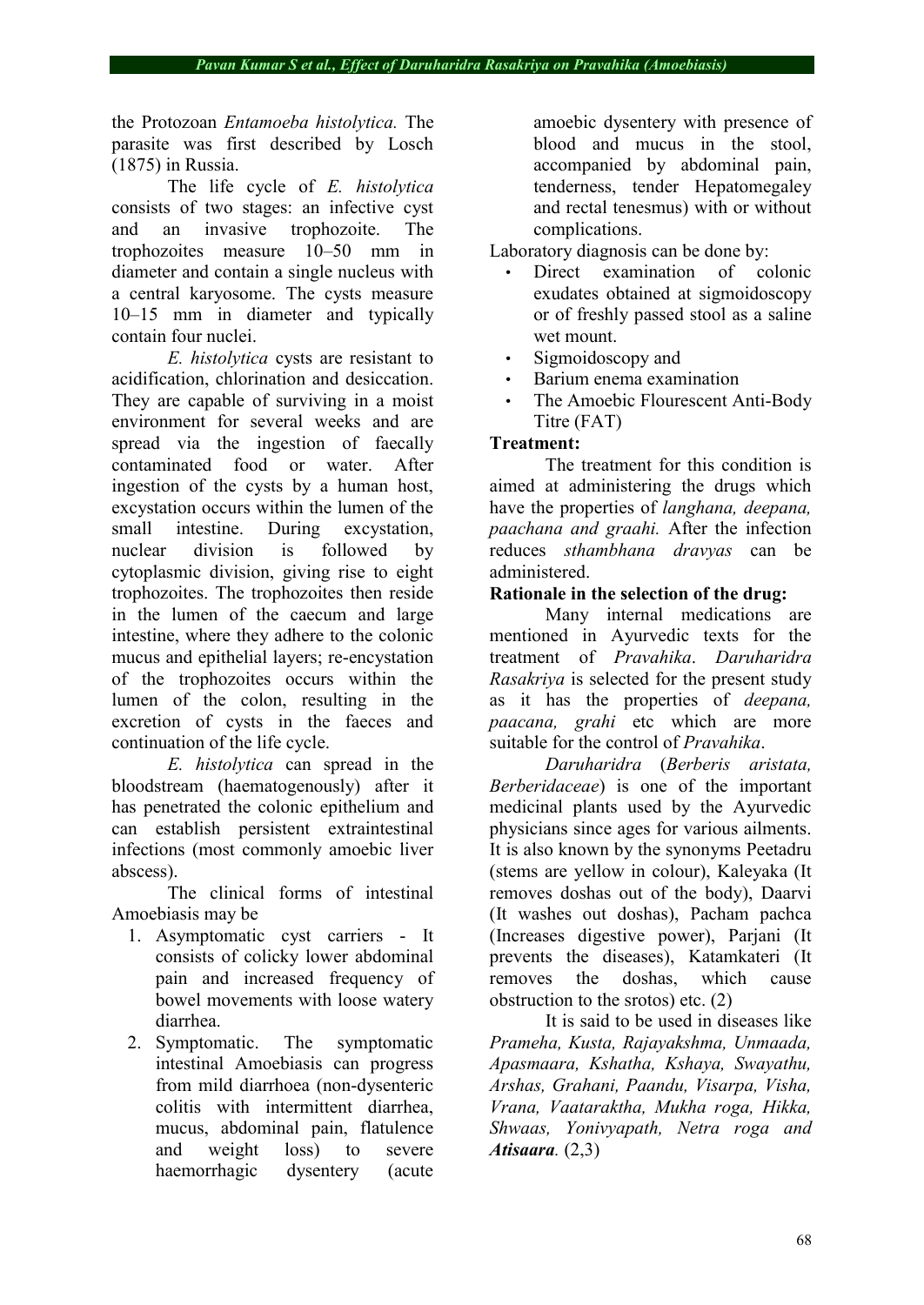the Protozoan *Entamoeba histolytica.* The parasite was first described by Losch (1875) in Russia.

The life cycle of *E. histolytica* consists of two stages: an infective cyst and an invasive trophozoite. The trophozoites measure 10–50 mm in diameter and contain a single nucleus with a central karyosome. The cysts measure 10–15 mm in diameter and typically contain four nuclei.

*E. histolytica* cysts are resistant to acidification, chlorination and desiccation. They are capable of surviving in a moist environment for several weeks and are spread via the ingestion of faecally contaminated food or water. After ingestion of the cysts by a human host, excystation occurs within the lumen of the small intestine. During excystation, nuclear division is followed by cytoplasmic division, giving rise to eight trophozoites. The trophozoites then reside in the lumen of the caecum and large intestine, where they adhere to the colonic mucus and epithelial layers; re-encystation of the trophozoites occurs within the lumen of the colon, resulting in the excretion of cysts in the faeces and continuation of the life cycle.

*E. histolytica* can spread in the bloodstream (haematogenously) after it has penetrated the colonic epithelium and can establish persistent extraintestinal infections (most commonly amoebic liver abscess).

The clinical forms of intestinal Amoebiasis may be

1. Asymptomatic cyst carriers - It consists of colicky lower abdominal pain and increased frequency of bowel movements with loose watery diarrhea.
2. Symptomatic. The symptomatic intestinal Amoebiasis can progress from mild diarrhoea (non-dysenteric colitis with intermittent diarrhea, mucus, abdominal pain, flatulence and weight loss) to severe haemorrhagic dysentery (acute amoebic dysentery with presence of blood and mucus in the stool, accompanied by abdominal pain, tenderness, tender Hepatomegaley and rectal tenesmus) with or without complications.

Laboratory diagnosis can be done by:

- Direct examination of colonic exudates obtained at sigmoidoscopy or of freshly passed stool as a saline wet mount.
- Sigmoidoscopy and
- Barium enema examination
- The Amoebic Flourescent Anti-Body Titre (FAT)

**Treatment:**

The treatment for this condition is aimed at administering the drugs which have the properties of *langhana, deepana, paachana and graahi.* After the infection reduces *sthambhana dravyas* can be administered.

**Rationale in the selection of the drug:**

Many internal medications are mentioned in Ayurvedic texts for the treatment of *Pravahika*. *Daruharidra Rasakriya* is selected for the present study as it has the properties of *deepana, paacana, grahi* etc which are more suitable for the control of *Pravahika*.

*Daruharidra* (*Berberis aristata, Berberidaceae*) is one of the important medicinal plants used by the Ayurvedic physicians since ages for various ailments. It is also known by the synonyms Peetadru (stems are yellow in colour), Kaleyaka (It removes doshas out of the body), Daarvi (It washes out doshas), Pacham pachca (Increases digestive power), Parjani (It prevents the diseases), Katamkateri (It removes the doshas, which cause obstruction to the srotos) etc. (2)

It is said to be used in diseases like *Prameha, Kusta, Rajayakshma, Unmaada, Apasmaara, Kshatha, Kshaya, Swayathu, Arshas, Grahani, Paandu, Visarpa, Visha, Vrana, Vaataraktha, Mukha roga, Hikka, Shwaas, Yonivyapath, Netra roga and* ***Atisaara****.* (2,3)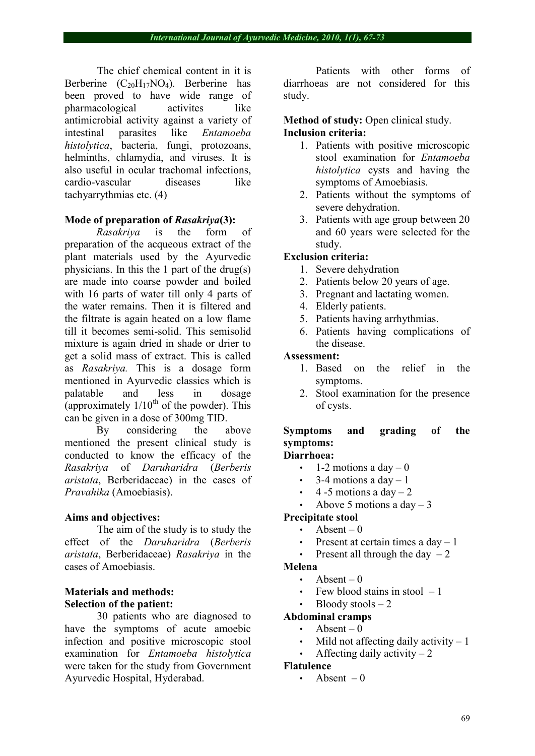The chief chemical content in it is Berberine ($C_{20}H_{17}NO_4$). Berberine has been proved to have wide range of pharmacological activites like antimicrobial activity against a variety of intestinal parasites like *Entamoeba histolytica*, bacteria, fungi, protozoans, helminths, chlamydia, and viruses. It is also useful in ocular trachomal infections, cardio-vascular diseases like tachyarrythmias etc. (4)

**Mode of preparation of *Rasakriya*(3):**

*Rasakriya* is the form of preparation of the acqueous extract of the plant materials used by the Ayurvedic physicians. In this the 1 part of the drug(s) are made into coarse powder and boiled with 16 parts of water till only 4 parts of the water remains. Then it is filtered and the filtrate is again heated on a low flame till it becomes semi-solid. This semisolid mixture is again dried in shade or drier to get a solid mass of extract. This is called as *Rasakriya.* This is a dosage form mentioned in Ayurvedic classics which is palatable and less in dosage (approximately 1/10$^{th}$ of the powder). This can be given in a dose of 300mg TID.

By considering the above mentioned the present clinical study is conducted to know the efficacy of the *Rasakriya* of *Daruharidra* (*Berberis aristata*, Berberidaceae) in the cases of *Pravahika* (Amoebiasis).

**Aims and objectives:**

The aim of the study is to study the effect of the *Daruharidra* (*Berberis aristata*, Berberidaceae) *Rasakriya* in the cases of Amoebiasis.

**Materials and methods:**

**Selection of the patient:**

30 patients who are diagnosed to have the symptoms of acute amoebic infection and positive microscopic stool examination for *Entamoeba histolytica* were taken for the study from Government Ayurvedic Hospital, Hyderabad.

Patients with other forms of diarrhoeas are not considered for this study.

**Method of study:** Open clinical study.

**Inclusion criteria:**

1. Patients with positive microscopic stool examination for *Entamoeba histolytica* cysts and having the symptoms of Amoebiasis.
2. Patients without the symptoms of severe dehydration.
3. Patients with age group between 20 and 60 years were selected for the study.

**Exclusion criteria:**

1. Severe dehydration
2. Patients below 20 years of age.
3. Pregnant and lactating women.
4. Elderly patients.
5. Patients having arrhythmias.
6. Patients having complications of the disease.

**Assessment:**

1. Based on the relief in the symptoms.
2. Stool examination for the presence of cysts.

**Symptoms and grading of the symptoms:**

**Diarrhoea:**

- 1-2 motions a day – 0
- 3-4 motions a day – 1
- 4 -5 motions a day – 2
- Above 5 motions a day – 3

**Precipitate stool**

- Absent – 0
- Present at certain times a day – 1
- Present all through the day – 2

**Melena**

- Absent – 0
- Few blood stains in stool – 1
- Bloody stools – 2

**Abdominal cramps**

- Absent – 0
- Mild not affecting daily activity – 1
- Affecting daily activity – 2

**Flatulence**

- Absent – 0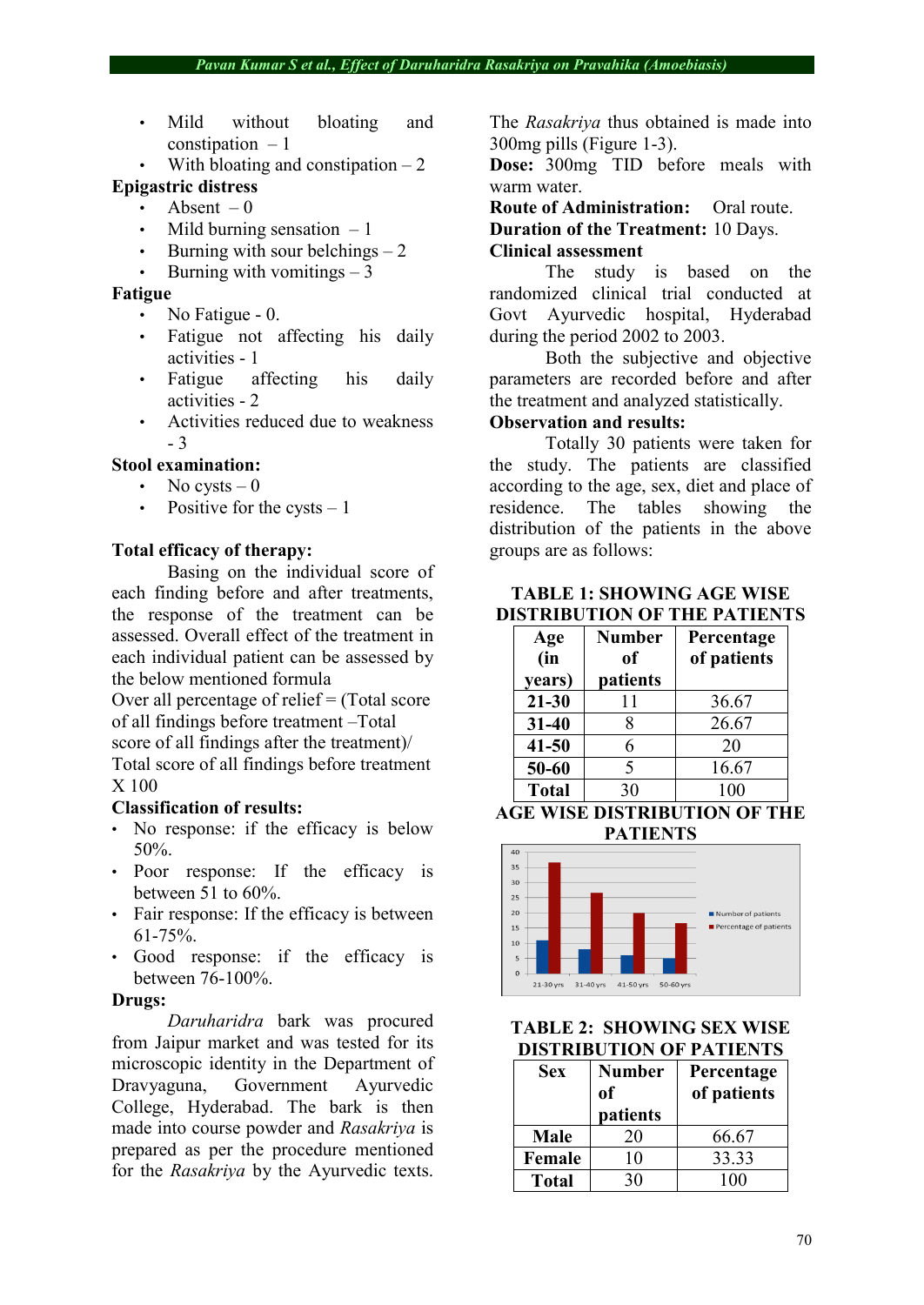- Mild without bloating and constipation – 1
- With bloating and constipation – 2

**Epigastric distress**

- Absent – 0
- Mild burning sensation – 1
- Burning with sour belchings – 2
- Burning with vomitings – 3

**Fatigue**

- No Fatigue - 0.
- Fatigue not affecting his daily activities - 1
- Fatigue affecting his daily activities - 2
- Activities reduced due to weakness - 3

**Stool examination:**

- No cysts – 0
- Positive for the cysts – 1

**Total efficacy of therapy:**

Basing on the individual score of each finding before and after treatments, the response of the treatment can be assessed. Overall effect of the treatment in each individual patient can be assessed by the below mentioned formula

Over all percentage of relief = (Total score of all findings before treatment –Total score of all findings after the treatment)/ Total score of all findings before treatment X 100

**Classification of results:**

- No response: if the efficacy is below 50%.
- Poor response: If the efficacy is between 51 to 60%.
- Fair response: If the efficacy is between 61-75%.
- Good response: if the efficacy is between 76-100%.

**Drugs:**

*Daruharidra* bark was procured from Jaipur market and was tested for its microscopic identity in the Department of Dravyaguna, Government Ayurvedic College, Hyderabad. The bark is then made into course powder and *Rasakriya* is prepared as per the procedure mentioned for the *Rasakriya* by the Ayurvedic texts.

The *Rasakriya* thus obtained is made into 300mg pills (Figure 1-3).

**Dose:** 300mg TID before meals with warm water.

**Route of Administration:** Oral route.

**Duration of the Treatment:** 10 Days.

**Clinical assessment**

The study is based on the randomized clinical trial conducted at Govt Ayurvedic hospital, Hyderabad during the period 2002 to 2003.

Both the subjective and objective parameters are recorded before and after the treatment and analyzed statistically.

**Observation and results:**

Totally 30 patients were taken for the study. The patients are classified according to the age, sex, diet and place of residence. The tables showing the distribution of the patients in the above groups are as follows:

**TABLE 1: SHOWING AGE WISE DISTRIBUTION OF THE PATIENTS**

| Age (in years) | Number of patients | Percentage of patients |
|---|---|---|
| **21-30** | 11 | 36.67 |
| **31-40** | 8 | 26.67 |
| **41-50** | 6 | 20 |
| **50-60** | 5 | 16.67 |
| **Total** | 30 | 100 |

**AGE WISE DISTRIBUTION OF THE PATIENTS**

**TABLE 2: SHOWING SEX WISE DISTRIBUTION OF PATIENTS**

| Sex | Number of patients | Percentage of patients |
|---|---|---|
| **Male** | 20 | 66.67 |
| **Female** | 10 | 33.33 |
| **Total** | 30 | 100 |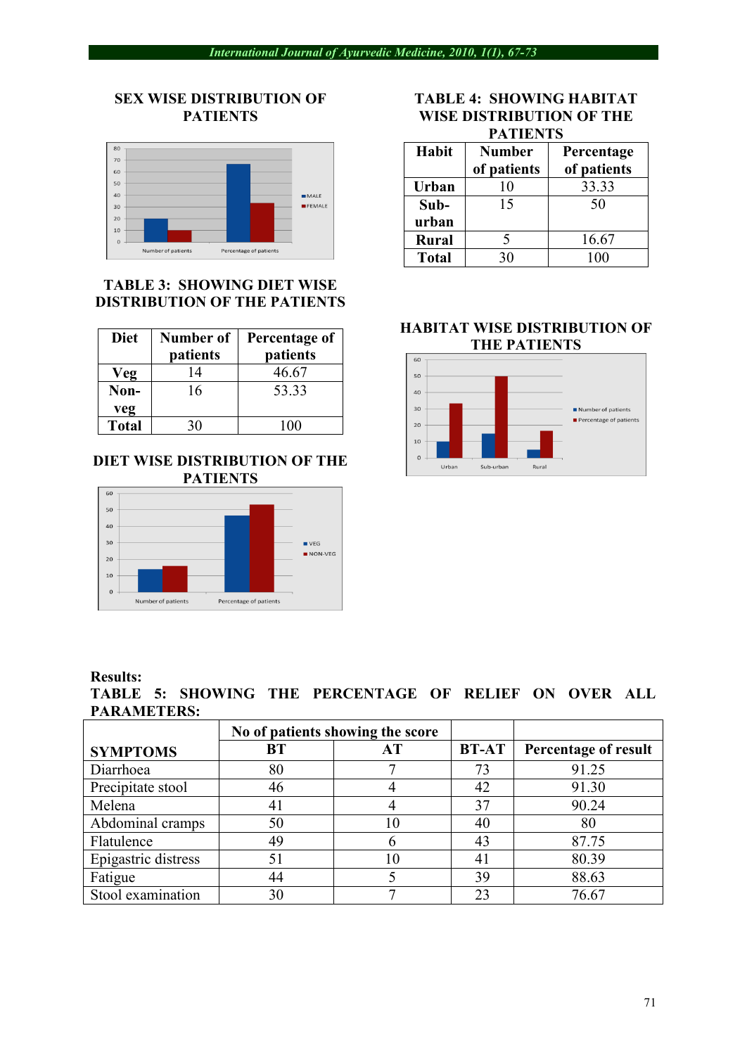### SEX WISE DISTRIBUTION OF PATIENTS

### TABLE 3: SHOWING DIET WISE DISTRIBUTION OF THE PATIENTS

| Diet | Number of patients | Percentage of patients |
|---|---|---|
| Veg | 14 | 46.67 |
| Non-veg | 16 | 53.33 |
| Total | 30 | 100 |

### DIET WISE DISTRIBUTION OF THE PATIENTS

### TABLE 4: SHOWING HABITAT WISE DISTRIBUTION OF THE PATIENTS

| Habit | Number of patients | Percentage of patients |
|---|---|---|
| Urban | 10 | 33.33 |
| Sub-urban | 15 | 50 |
| Rural | 5 | 16.67 |
| Total | 30 | 100 |

### HABITAT WISE DISTRIBUTION OF THE PATIENTS

**Results:**

**TABLE 5: SHOWING THE PERCENTAGE OF RELIEF ON OVER ALL PARAMETERS:**

| SYMPTOMS | No of patients showing the score | | | |
|---|---|---|---|---|
| | BT | AT | BT-AT | Percentage of result |
| Diarrhoea | 80 | 7 | 73 | 91.25 |
| Precipitate stool | 46 | 4 | 42 | 91.30 |
| Melena | 41 | 4 | 37 | 90.24 |
| Abdominal cramps | 50 | 10 | 40 | 80 |
| Flatulence | 49 | 6 | 43 | 87.75 |
| Epigastric distress | 51 | 10 | 41 | 80.39 |
| Fatigue | 44 | 5 | 39 | 88.63 |
| Stool examination | 30 | 7 | 23 | 76.67 |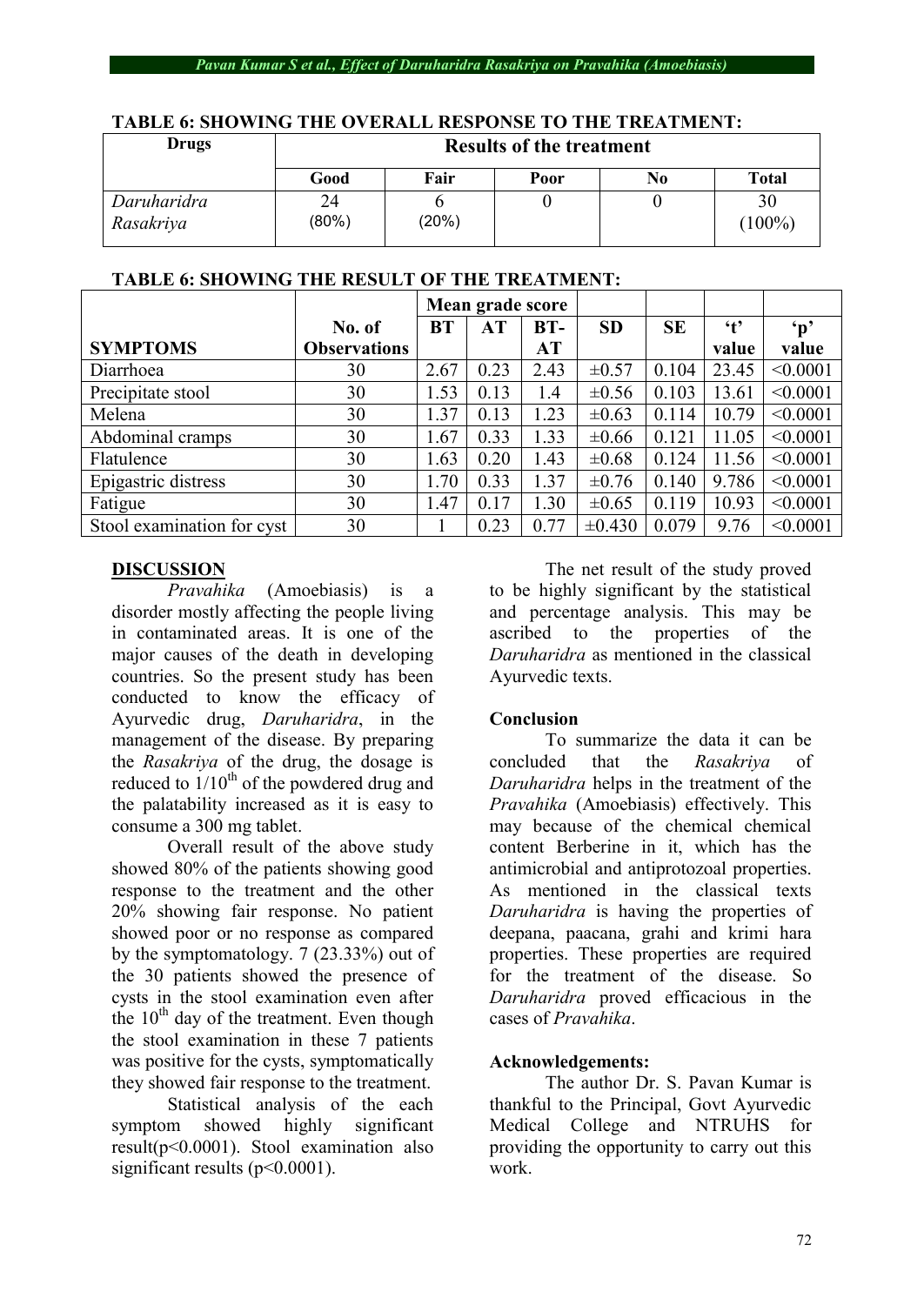**TABLE 6: SHOWING THE OVERALL RESPONSE TO THE TREATMENT:**

| Drugs | Results of the treatment | | | | |
|---|---|---|---|---|---|
| | Good | Fair | Poor | No | Total |
| *Daruharidra Rasakriya* | 24 (80%) | 6 (20%) | 0 | 0 | 30 (100%) |

**TABLE 6: SHOWING THE RESULT OF THE TREATMENT:**

| SYMPTOMS | No. of Observations | Mean grade score | | | SD | SE | 't' value | 'p' value |
|---|---|---|---|---|---|---|---|---|
| | | BT | AT | BT-AT | | | | |
| Diarrhoea | 30 | 2.67 | 0.23 | 2.43 | ±0.57 | 0.104 | 23.45 | <0.0001 |
| Precipitate stool | 30 | 1.53 | 0.13 | 1.4 | ±0.56 | 0.103 | 13.61 | <0.0001 |
| Melena | 30 | 1.37 | 0.13 | 1.23 | ±0.63 | 0.114 | 10.79 | <0.0001 |
| Abdominal cramps | 30 | 1.67 | 0.33 | 1.33 | ±0.66 | 0.121 | 11.05 | <0.0001 |
| Flatulence | 30 | 1.63 | 0.20 | 1.43 | ±0.68 | 0.124 | 11.56 | <0.0001 |
| Epigastric distress | 30 | 1.70 | 0.33 | 1.37 | ±0.76 | 0.140 | 9.786 | <0.0001 |
| Fatigue | 30 | 1.47 | 0.17 | 1.30 | ±0.65 | 0.119 | 10.93 | <0.0001 |
| Stool examination for cyst | 30 | 1 | 0.23 | 0.77 | ±0.430 | 0.079 | 9.76 | <0.0001 |

## DISCUSSION

*Pravahika* (Amoebiasis) is a disorder mostly affecting the people living in contaminated areas. It is one of the major causes of the death in developing countries. So the present study has been conducted to know the efficacy of Ayurvedic drug, *Daruharidra*, in the management of the disease. By preparing the *Rasakriya* of the drug, the dosage is reduced to 1/10$^{th}$ of the powdered drug and the palatability increased as it is easy to consume a 300 mg tablet.

Overall result of the above study showed 80% of the patients showing good response to the treatment and the other 20% showing fair response. No patient showed poor or no response as compared by the symptomatology. 7 (23.33%) out of the 30 patients showed the presence of cysts in the stool examination even after the 10$^{th}$ day of the treatment. Even though the stool examination in these 7 patients was positive for the cysts, symptomatically they showed fair response to the treatment.

Statistical analysis of the each symptom showed highly significant result($p<0.0001$). Stool examination also significant results ($p<0.0001$).

The net result of the study proved to be highly significant by the statistical and percentage analysis. This may be ascribed to the properties of the *Daruharidra* as mentioned in the classical Ayurvedic texts.

## Conclusion

To summarize the data it can be concluded that the *Rasakriya* of *Daruharidra* helps in the treatment of the *Pravahika* (Amoebiasis) effectively. This may because of the chemical chemical content Berberine in it, which has the antimicrobial and antiprotozoal properties. As mentioned in the classical texts *Daruharidra* is having the properties of deepana, paacana, grahi and krimi hara properties. These properties are required for the treatment of the disease. So *Daruharidra* proved efficacious in the cases of *Pravahika*.

## Acknowledgements:

The author Dr. S. Pavan Kumar is thankful to the Principal, Govt Ayurvedic Medical College and NTRUHS for providing the opportunity to carry out this work.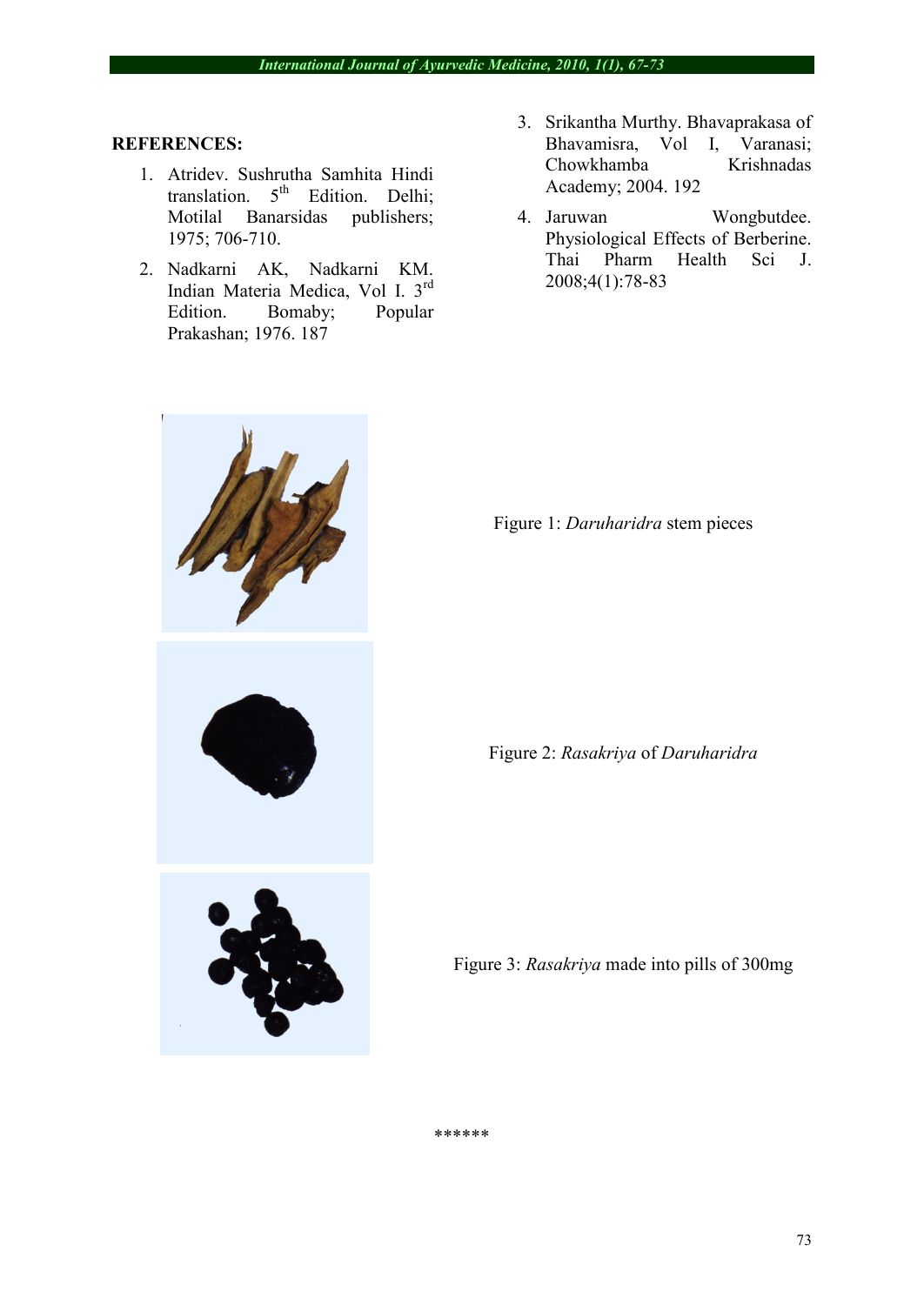**REFERENCES:**

1. Atridev. Sushrutha Samhita Hindi translation. 5th Edition. Delhi; Motilal Banarsidas publishers; 1975; 706-710.
2. Nadkarni AK, Nadkarni KM. Indian Materia Medica, Vol I. 3rd Edition. Bomaby; Popular Prakashan; 1976. 187
3. Srikantha Murthy. Bhavaprakasa of Bhavamisra, Vol I, Varanasi; Chowkhamba Krishnadas Academy; 2004. 192
4. Jaruwan Wongbutdee. Physiological Effects of Berberine. Thai Pharm Health Sci J. 2008;4(1):78-83

Figure 1: *Daruharidra* stem pieces

Figure 2: *Rasakriya* of *Daruharidra*

Figure 3: *Rasakriya* made into pills of 300mg

******